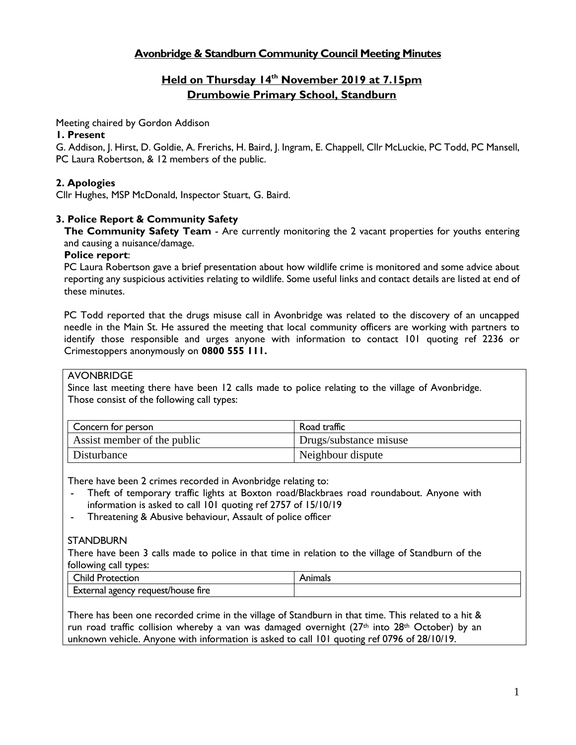# Avonbridge & Standburn Community Council Meeting Minutes

## Held on Thursday 14th November 2019 at 7.15pm
## Drumbowie Primary School, Standburn

Meeting chaired by Gordon Addison

### 1. Present

G. Addison, J. Hirst, D. Goldie, A. Frerichs, H. Baird, J. Ingram, E. Chappell, Cllr McLuckie, PC Todd, PC Mansell, PC Laura Robertson, & 12 members of the public.

### 2. Apologies

Cllr Hughes, MSP McDonald, Inspector Stuart, G. Baird.

### 3. Police Report & Community Safety

**The Community Safety Team** - Are currently monitoring the 2 vacant properties for youths entering and causing a nuisance/damage.

**Police report**:

PC Laura Robertson gave a brief presentation about how wildlife crime is monitored and some advice about reporting any suspicious activities relating to wildlife. Some useful links and contact details are listed at end of these minutes.

PC Todd reported that the drugs misuse call in Avonbridge was related to the discovery of an uncapped needle in the Main St. He assured the meeting that local community officers are working with partners to identify those responsible and urges anyone with information to contact 101 quoting ref 2236 or Crimestoppers anonymously on **0800 555 111.**

AVONBRIDGE

Since last meeting there have been 12 calls made to police relating to the village of Avonbridge. Those consist of the following call types:

| Concern for person | Road traffic |
|---|---|
| Assist member of the public | Drugs/substance misuse |
| Disturbance | Neighbour dispute |

There have been 2 crimes recorded in Avonbridge relating to:

- Theft of temporary traffic lights at Boxton road/Blackbraes road roundabout. Anyone with information is asked to call 101 quoting ref 2757 of 15/10/19
- Threatening & Abusive behaviour, Assault of police officer

STANDBURN

There have been 3 calls made to police in that time in relation to the village of Standburn of the following call types:

| Child Protection | Animals |
|---|---|
| External agency request/house fire | |

There has been one recorded crime in the village of Standburn in that time. This related to a hit & run road traffic collision whereby a van was damaged overnight (27th into 28th October) by an unknown vehicle. Anyone with information is asked to call 101 quoting ref 0796 of 28/10/19.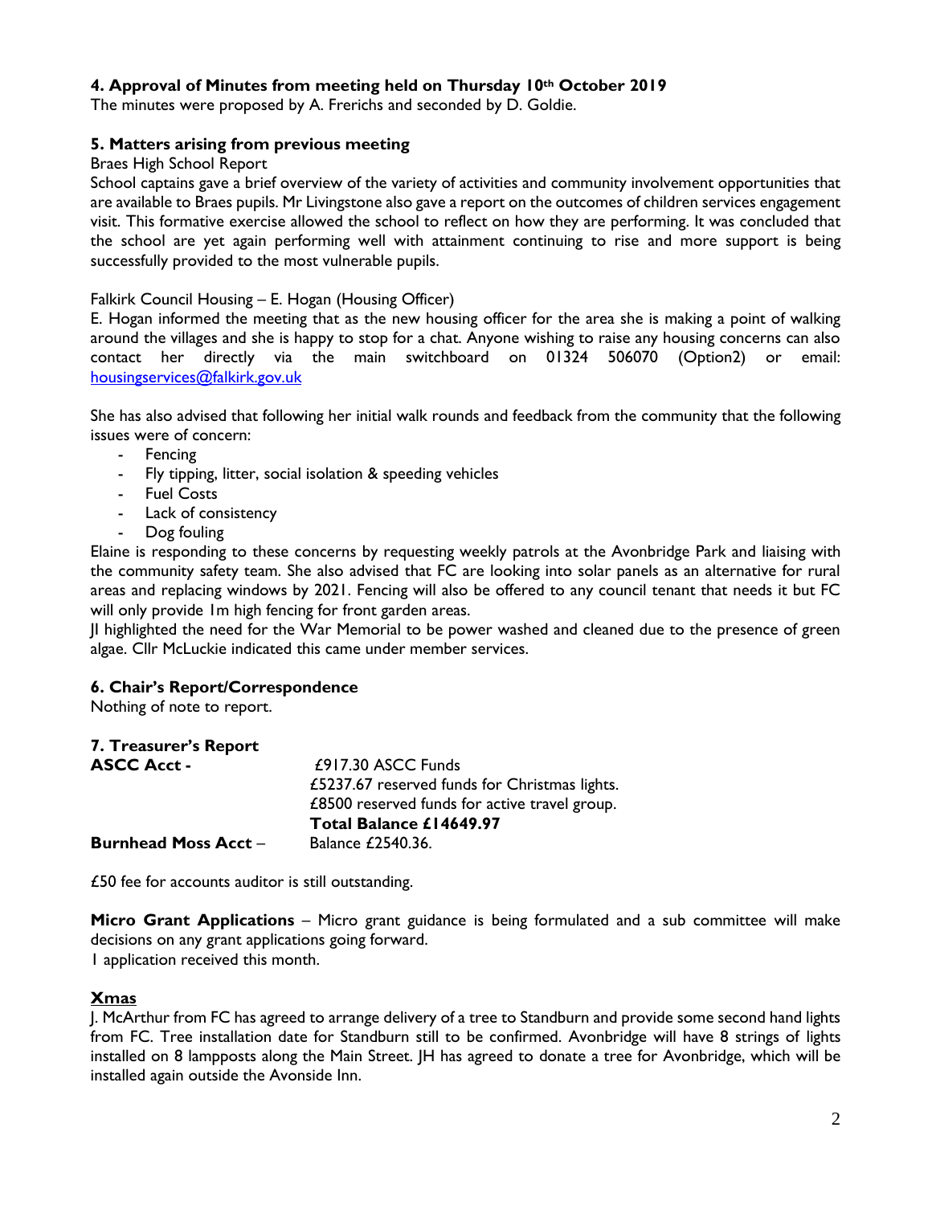### 4. Approval of Minutes from meeting held on Thursday 10th October 2019

The minutes were proposed by A. Frerichs and seconded by D. Goldie.

### 5. Matters arising from previous meeting

Braes High School Report

School captains gave a brief overview of the variety of activities and community involvement opportunities that are available to Braes pupils. Mr Livingstone also gave a report on the outcomes of children services engagement visit. This formative exercise allowed the school to reflect on how they are performing. It was concluded that the school are yet again performing well with attainment continuing to rise and more support is being successfully provided to the most vulnerable pupils.

Falkirk Council Housing – E. Hogan (Housing Officer)

E. Hogan informed the meeting that as the new housing officer for the area she is making a point of walking around the villages and she is happy to stop for a chat. Anyone wishing to raise any housing concerns can also contact her directly via the main switchboard on 01324 506070 (Option2) or email: housingservices@falkirk.gov.uk

She has also advised that following her initial walk rounds and feedback from the community that the following issues were of concern:

- Fencing
- Fly tipping, litter, social isolation & speeding vehicles
- Fuel Costs
- Lack of consistency
- Dog fouling

Elaine is responding to these concerns by requesting weekly patrols at the Avonbridge Park and liaising with the community safety team. She also advised that FC are looking into solar panels as an alternative for rural areas and replacing windows by 2021. Fencing will also be offered to any council tenant that needs it but FC will only provide 1m high fencing for front garden areas.

JI highlighted the need for the War Memorial to be power washed and cleaned due to the presence of green algae. Cllr McLuckie indicated this came under member services.

### 6. Chair's Report/Correspondence

Nothing of note to report.

### 7. Treasurer's Report

| | |
|---|---|
| **ASCC Acct -** | £917.30 ASCC Funds |
| | £5237.67 reserved funds for Christmas lights. |
| | £8500 reserved funds for active travel group. |
| | **Total Balance £14649.97** |
| **Burnhead Moss Acct** – | Balance £2540.36. |

£50 fee for accounts auditor is still outstanding.

**Micro Grant Applications** – Micro grant guidance is being formulated and a sub committee will make decisions on any grant applications going forward.
1 application received this month.

### Xmas

J. McArthur from FC has agreed to arrange delivery of a tree to Standburn and provide some second hand lights from FC. Tree installation date for Standburn still to be confirmed. Avonbridge will have 8 strings of lights installed on 8 lampposts along the Main Street. JH has agreed to donate a tree for Avonbridge, which will be installed again outside the Avonside Inn.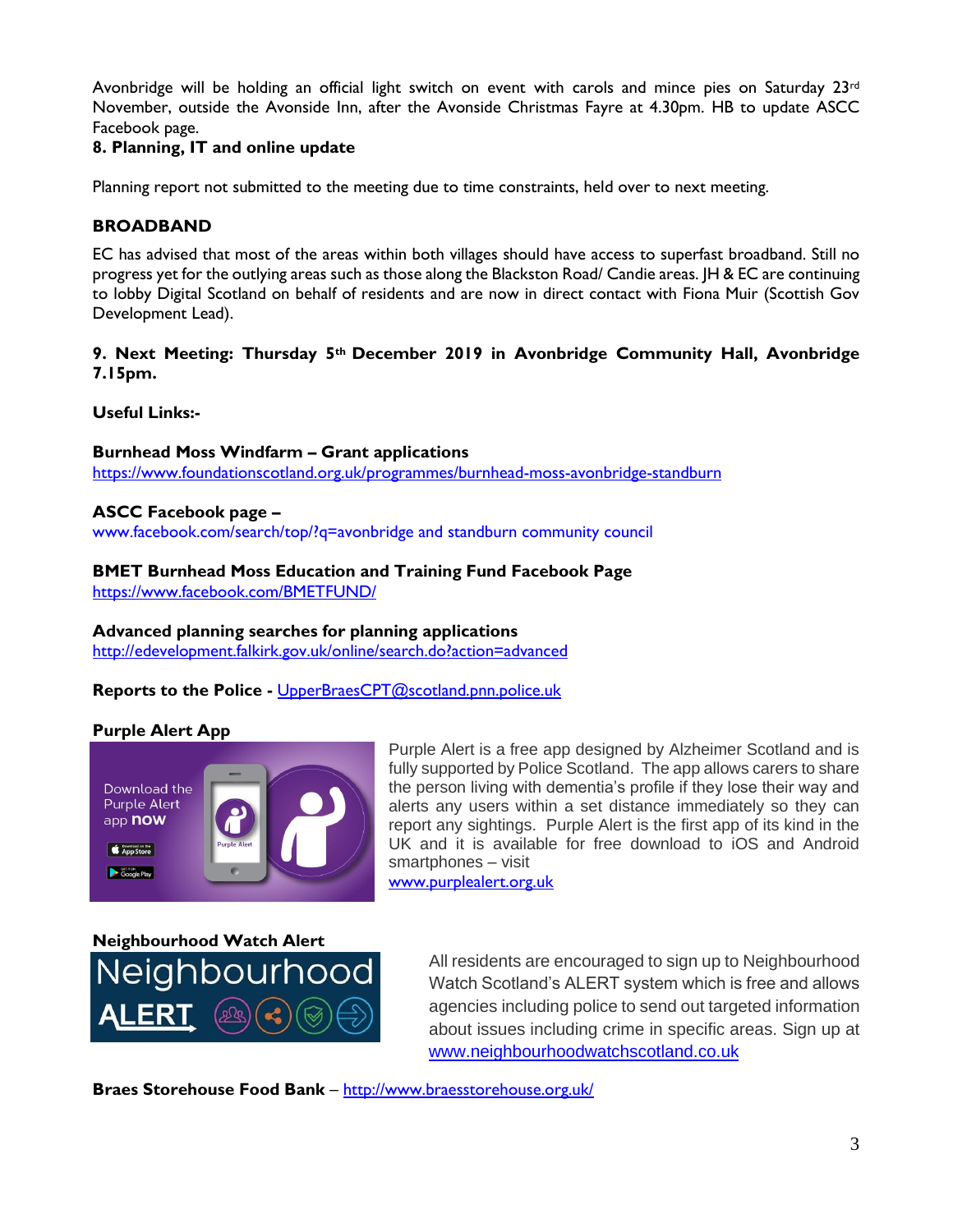Avonbridge will be holding an official light switch on event with carols and mince pies on Saturday 23rd November, outside the Avonside Inn, after the Avonside Christmas Fayre at 4.30pm. HB to update ASCC Facebook page.

**8. Planning, IT and online update**

Planning report not submitted to the meeting due to time constraints, held over to next meeting.

**BROADBAND**

EC has advised that most of the areas within both villages should have access to superfast broadband. Still no progress yet for the outlying areas such as those along the Blackston Road/ Candie areas. JH & EC are continuing to lobby Digital Scotland on behalf of residents and are now in direct contact with Fiona Muir (Scottish Gov Development Lead).

**9. Next Meeting: Thursday 5th December 2019 in Avonbridge Community Hall, Avonbridge 7.15pm.**

**Useful Links:-**

**Burnhead Moss Windfarm – Grant applications**
https://www.foundationscotland.org.uk/programmes/burnhead-moss-avonbridge-standburn

**ASCC Facebook page –**
www.facebook.com/search/top/?q=avonbridge and standburn community council

**BMET Burnhead Moss Education and Training Fund Facebook Page**
https://www.facebook.com/BMETFUND/

**Advanced planning searches for planning applications**
http://edevelopment.falkirk.gov.uk/online/search.do?action=advanced

**Reports to the Police -** UpperBraesCPT@scotland.pnn.police.uk

**Purple Alert App**

Purple Alert is a free app designed by Alzheimer Scotland and is fully supported by Police Scotland. The app allows carers to share the person living with dementia's profile if they lose their way and alerts any users within a set distance immediately so they can report any sightings. Purple Alert is the first app of its kind in the UK and it is available for free download to iOS and Android smartphones – visit www.purplealert.org.uk

**Neighbourhood Watch Alert**

All residents are encouraged to sign up to Neighbourhood Watch Scotland's ALERT system which is free and allows agencies including police to send out targeted information about issues including crime in specific areas. Sign up at www.neighbourhoodwatchscotland.co.uk

**Braes Storehouse Food Bank** – http://www.braesstorehouse.org.uk/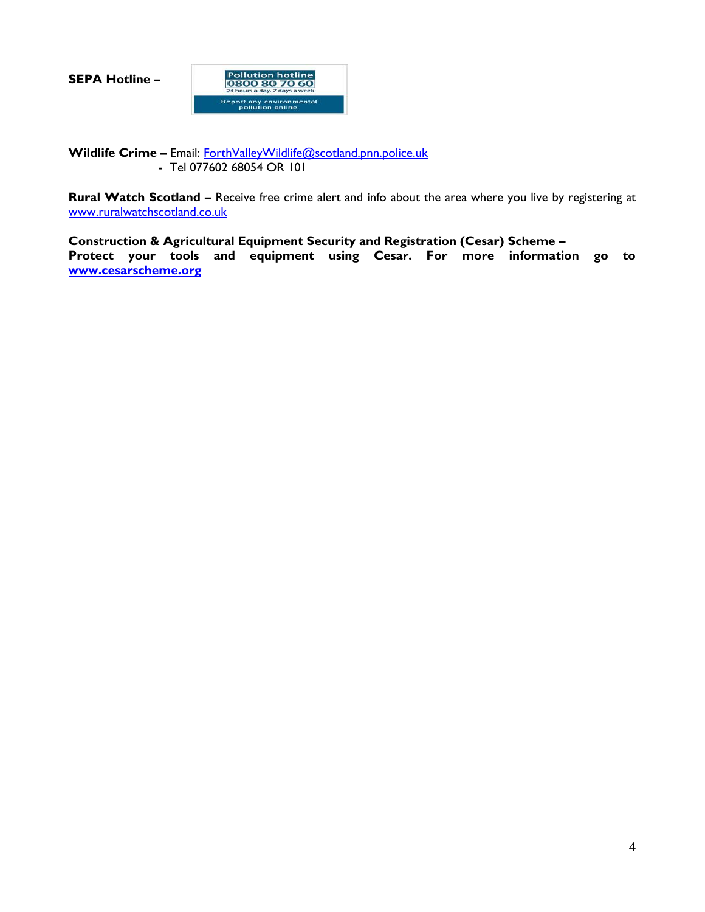**SEPA Hotline –**

Pollution hotline
0800 80 70 60
24 hours a day, 7 days a week
Report any environmental pollution online.

**Wildlife Crime –** Email: ForthValleyWildlife@scotland.pnn.police.uk
- Tel 077602 68054 OR 101

**Rural Watch Scotland –** Receive free crime alert and info about the area where you live by registering at www.ruralwatchscotland.co.uk

**Construction & Agricultural Equipment Security and Registration (Cesar) Scheme –**
**Protect your tools and equipment using Cesar. For more information go to www.cesarscheme.org**